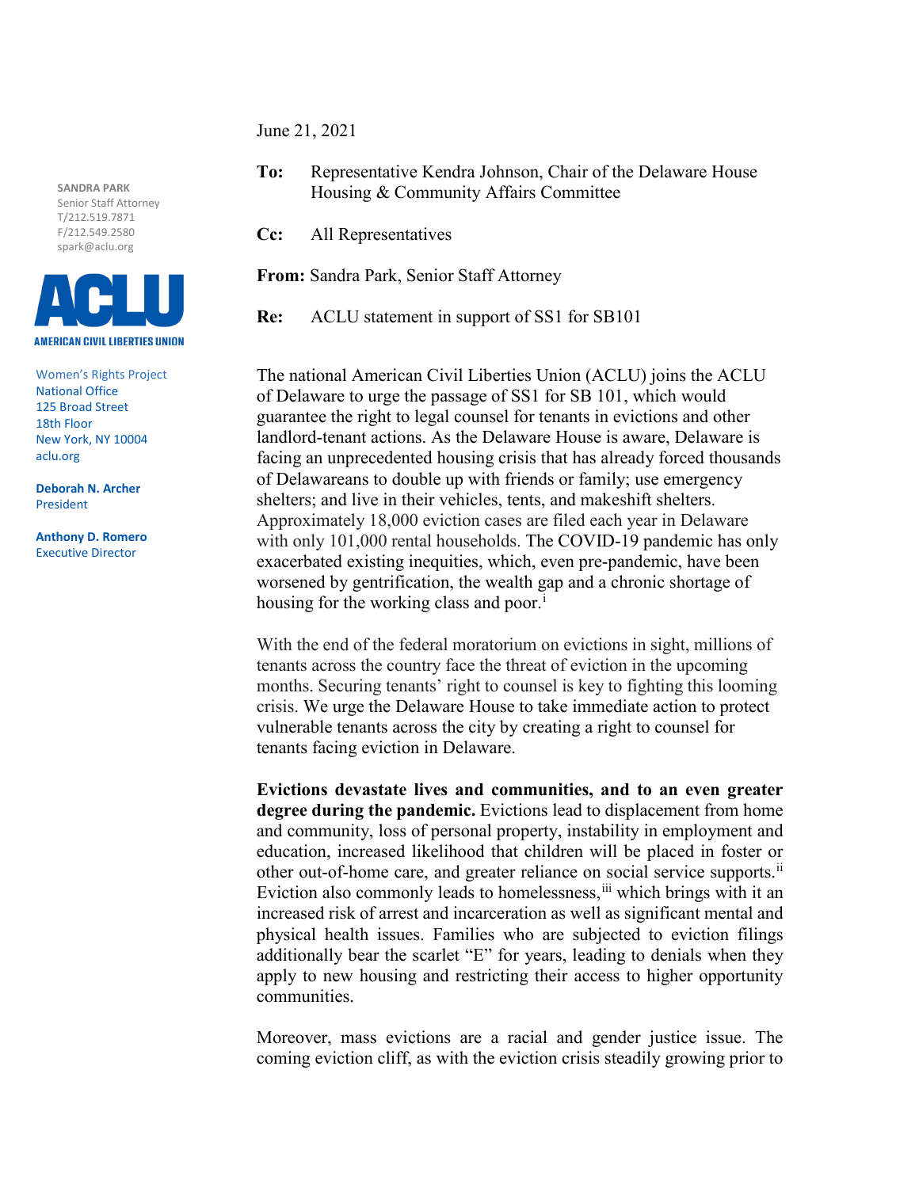SANDRA PARK
Senior Staff Attorney
T/212.519.7871
F/212.549.2580
spark@aclu.org

ACLU
AMERICAN CIVIL LIBERTIES UNION

Women's Rights Project
National Office
125 Broad Street
18th Floor
New York, NY 10004
aclu.org

**Deborah N. Archer**
President

**Anthony D. Romero**
Executive Director

June 21, 2021

**To:** Representative Kendra Johnson, Chair of the Delaware House Housing & Community Affairs Committee

**Cc:** All Representatives

**From:** Sandra Park, Senior Staff Attorney

**Re:** ACLU statement in support of SS1 for SB101

The national American Civil Liberties Union (ACLU) joins the ACLU of Delaware to urge the passage of SS1 for SB 101, which would guarantee the right to legal counsel for tenants in evictions and other landlord-tenant actions. As the Delaware House is aware, Delaware is facing an unprecedented housing crisis that has already forced thousands of Delawareans to double up with friends or family; use emergency shelters; and live in their vehicles, tents, and makeshift shelters. Approximately 18,000 eviction cases are filed each year in Delaware with only 101,000 rental households. The COVID-19 pandemic has only exacerbated existing inequities, which, even pre-pandemic, have been worsened by gentrification, the wealth gap and a chronic shortage of housing for the working class and poor.[i]

With the end of the federal moratorium on evictions in sight, millions of tenants across the country face the threat of eviction in the upcoming months. Securing tenants' right to counsel is key to fighting this looming crisis. We urge the Delaware House to take immediate action to protect vulnerable tenants across the city by creating a right to counsel for tenants facing eviction in Delaware.

**Evictions devastate lives and communities, and to an even greater degree during the pandemic.** Evictions lead to displacement from home and community, loss of personal property, instability in employment and education, increased likelihood that children will be placed in foster or other out-of-home care, and greater reliance on social service supports.[ii] Eviction also commonly leads to homelessness,[iii] which brings with it an increased risk of arrest and incarceration as well as significant mental and physical health issues. Families who are subjected to eviction filings additionally bear the scarlet "E" for years, leading to denials when they apply to new housing and restricting their access to higher opportunity communities.

Moreover, mass evictions are a racial and gender justice issue. The coming eviction cliff, as with the eviction crisis steadily growing prior to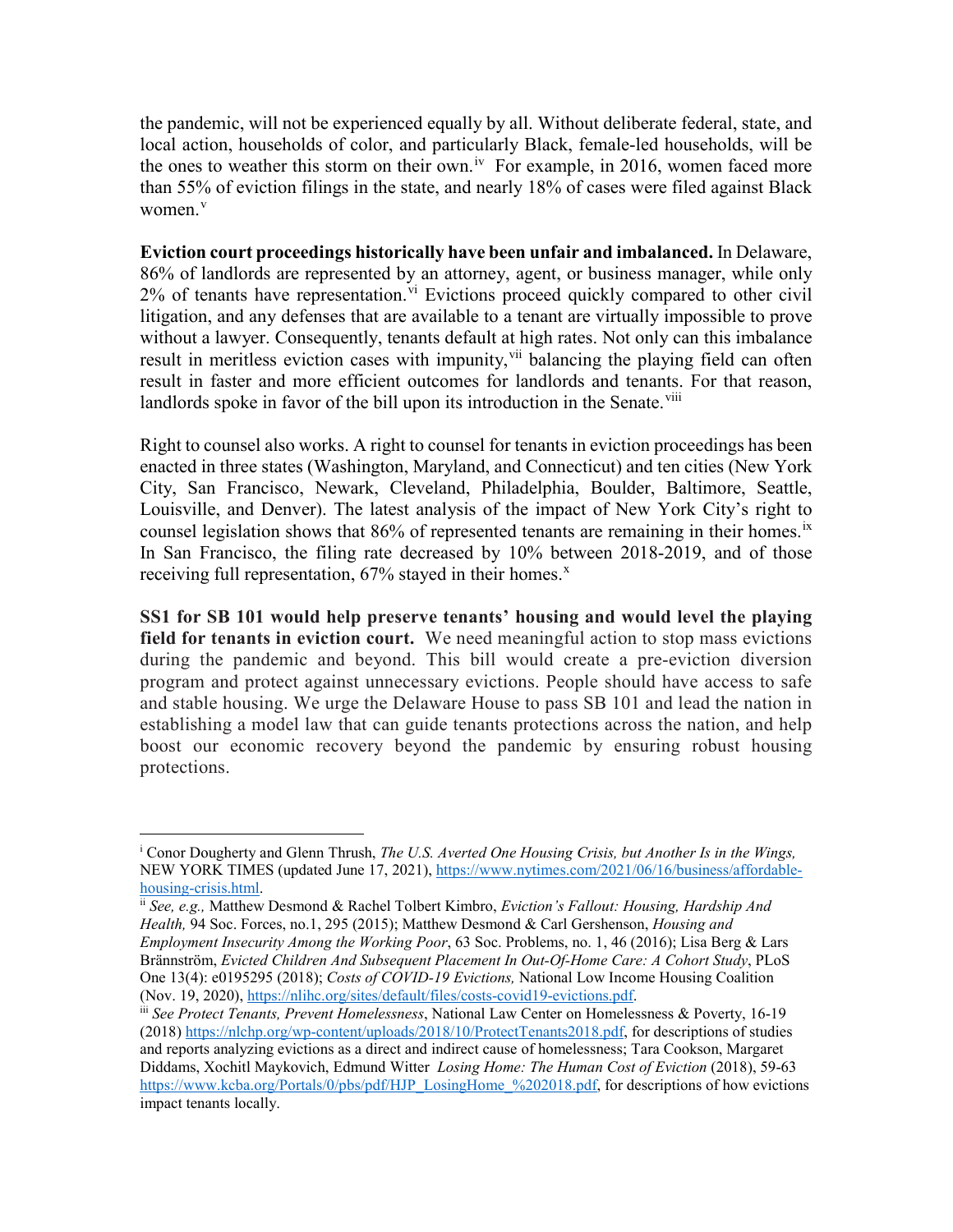the pandemic, will not be experienced equally by all. Without deliberate federal, state, and local action, households of color, and particularly Black, female-led households, will be the ones to weather this storm on their own.[iv] For example, in 2016, women faced more than 55% of eviction filings in the state, and nearly 18% of cases were filed against Black women.[v]

**Eviction court proceedings historically have been unfair and imbalanced.** In Delaware, 86% of landlords are represented by an attorney, agent, or business manager, while only 2% of tenants have representation.[vi] Evictions proceed quickly compared to other civil litigation, and any defenses that are available to a tenant are virtually impossible to prove without a lawyer. Consequently, tenants default at high rates. Not only can this imbalance result in meritless eviction cases with impunity,[vii] balancing the playing field can often result in faster and more efficient outcomes for landlords and tenants. For that reason, landlords spoke in favor of the bill upon its introduction in the Senate.[viii]

Right to counsel also works. A right to counsel for tenants in eviction proceedings has been enacted in three states (Washington, Maryland, and Connecticut) and ten cities (New York City, San Francisco, Newark, Cleveland, Philadelphia, Boulder, Baltimore, Seattle, Louisville, and Denver). The latest analysis of the impact of New York City's right to counsel legislation shows that 86% of represented tenants are remaining in their homes.[ix] In San Francisco, the filing rate decreased by 10% between 2018-2019, and of those receiving full representation, 67% stayed in their homes.[x]

**SS1 for SB 101 would help preserve tenants' housing and would level the playing field for tenants in eviction court.** We need meaningful action to stop mass evictions during the pandemic and beyond. This bill would create a pre-eviction diversion program and protect against unnecessary evictions. People should have access to safe and stable housing. We urge the Delaware House to pass SB 101 and lead the nation in establishing a model law that can guide tenants protections across the nation, and help boost our economic recovery beyond the pandemic by ensuring robust housing protections.

---

[i] Conor Dougherty and Glenn Thrush, *The U.S. Averted One Housing Crisis, but Another Is in the Wings,* NEW YORK TIMES (updated June 17, 2021), https://www.nytimes.com/2021/06/16/business/affordable-housing-crisis.html.

[ii] *See, e.g.,* Matthew Desmond & Rachel Tolbert Kimbro, *Eviction's Fallout: Housing, Hardship And Health,* 94 Soc. Forces, no.1, 295 (2015); Matthew Desmond & Carl Gershenson, *Housing and Employment Insecurity Among the Working Poor*, 63 Soc. Problems, no. 1, 46 (2016); Lisa Berg & Lars Brännström, *Evicted Children And Subsequent Placement In Out-Of-Home Care: A Cohort Study*, PLoS One 13(4): e0195295 (2018); *Costs of COVID-19 Evictions,* National Low Income Housing Coalition (Nov. 19, 2020), https://nlihc.org/sites/default/files/costs-covid19-evictions.pdf.

[iii] *See Protect Tenants, Prevent Homelessness*, National Law Center on Homelessness & Poverty, 16-19 (2018) https://nlchp.org/wp-content/uploads/2018/10/ProtectTenants2018.pdf, for descriptions of studies and reports analyzing evictions as a direct and indirect cause of homelessness; Tara Cookson, Margaret Diddams, Xochitl Maykovich, Edmund Witter *Losing Home: The Human Cost of Eviction* (2018), 59-63 https://www.kcba.org/Portals/0/pbs/pdf/HJP_LosingHome_%202018.pdf, for descriptions of how evictions impact tenants locally.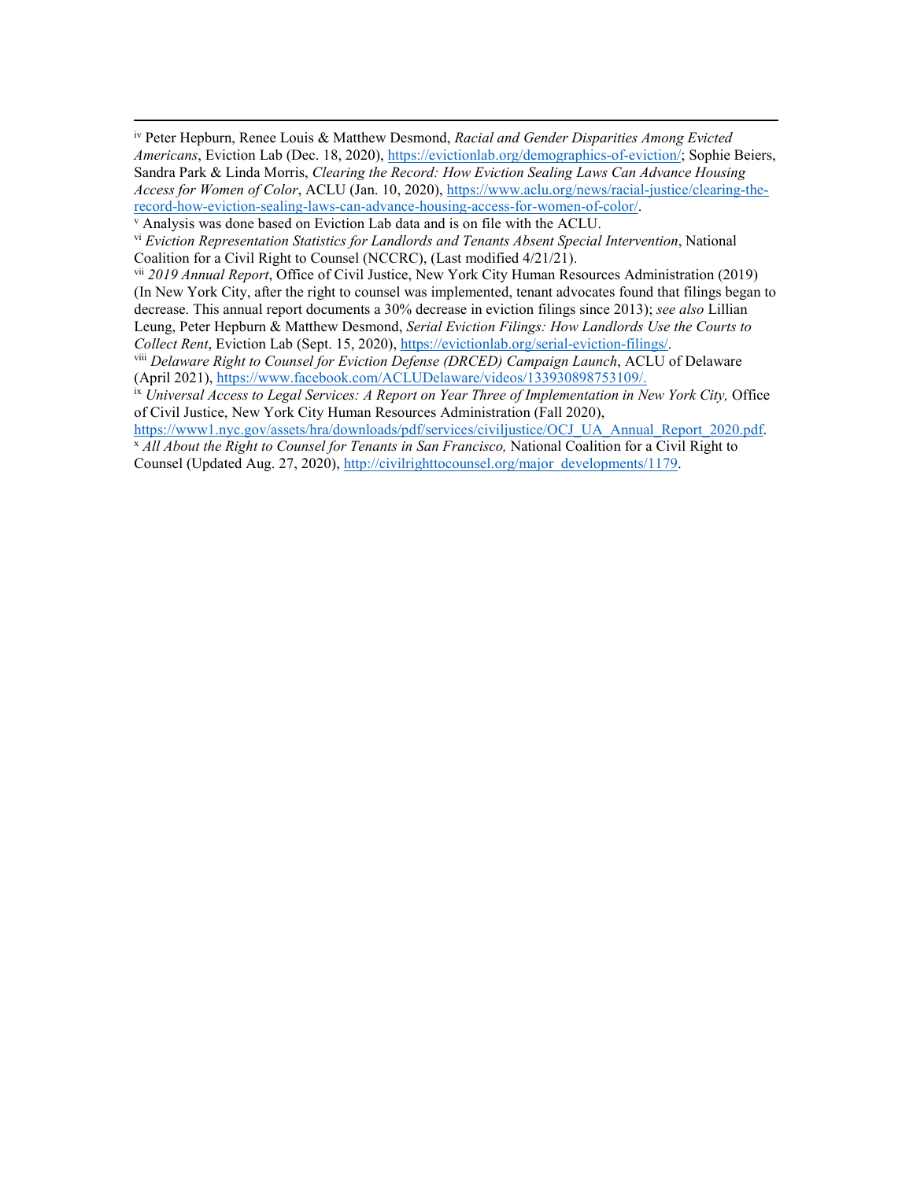---

[iv] Peter Hepburn, Renee Louis & Matthew Desmond, *Racial and Gender Disparities Among Evicted Americans*, Eviction Lab (Dec. 18, 2020), https://evictionlab.org/demographics-of-eviction/; Sophie Beiers, Sandra Park & Linda Morris, *Clearing the Record: How Eviction Sealing Laws Can Advance Housing Access for Women of Color*, ACLU (Jan. 10, 2020), https://www.aclu.org/news/racial-justice/clearing-the-record-how-eviction-sealing-laws-can-advance-housing-access-for-women-of-color/.

[v] Analysis was done based on Eviction Lab data and is on file with the ACLU.

[vi] *Eviction Representation Statistics for Landlords and Tenants Absent Special Intervention*, National Coalition for a Civil Right to Counsel (NCCRC), (Last modified 4/21/21).

[vii] *2019 Annual Report*, Office of Civil Justice, New York City Human Resources Administration (2019) (In New York City, after the right to counsel was implemented, tenant advocates found that filings began to decrease. This annual report documents a 30% decrease in eviction filings since 2013); *see also* Lillian Leung, Peter Hepburn & Matthew Desmond, *Serial Eviction Filings: How Landlords Use the Courts to Collect Rent*, Eviction Lab (Sept. 15, 2020), https://evictionlab.org/serial-eviction-filings/.

[viii] *Delaware Right to Counsel for Eviction Defense (DRCED) Campaign Launch*, ACLU of Delaware (April 2021), https://www.facebook.com/ACLUDelaware/videos/133930898753109/.

[ix] *Universal Access to Legal Services: A Report on Year Three of Implementation in New York City,* Office of Civil Justice, New York City Human Resources Administration (Fall 2020), https://www1.nyc.gov/assets/hra/downloads/pdf/services/civiljustice/OCJ_UA_Annual_Report_2020.pdf.

[x] *All About the Right to Counsel for Tenants in San Francisco,* National Coalition for a Civil Right to Counsel (Updated Aug. 27, 2020), http://civilrighttocounsel.org/major_developments/1179.